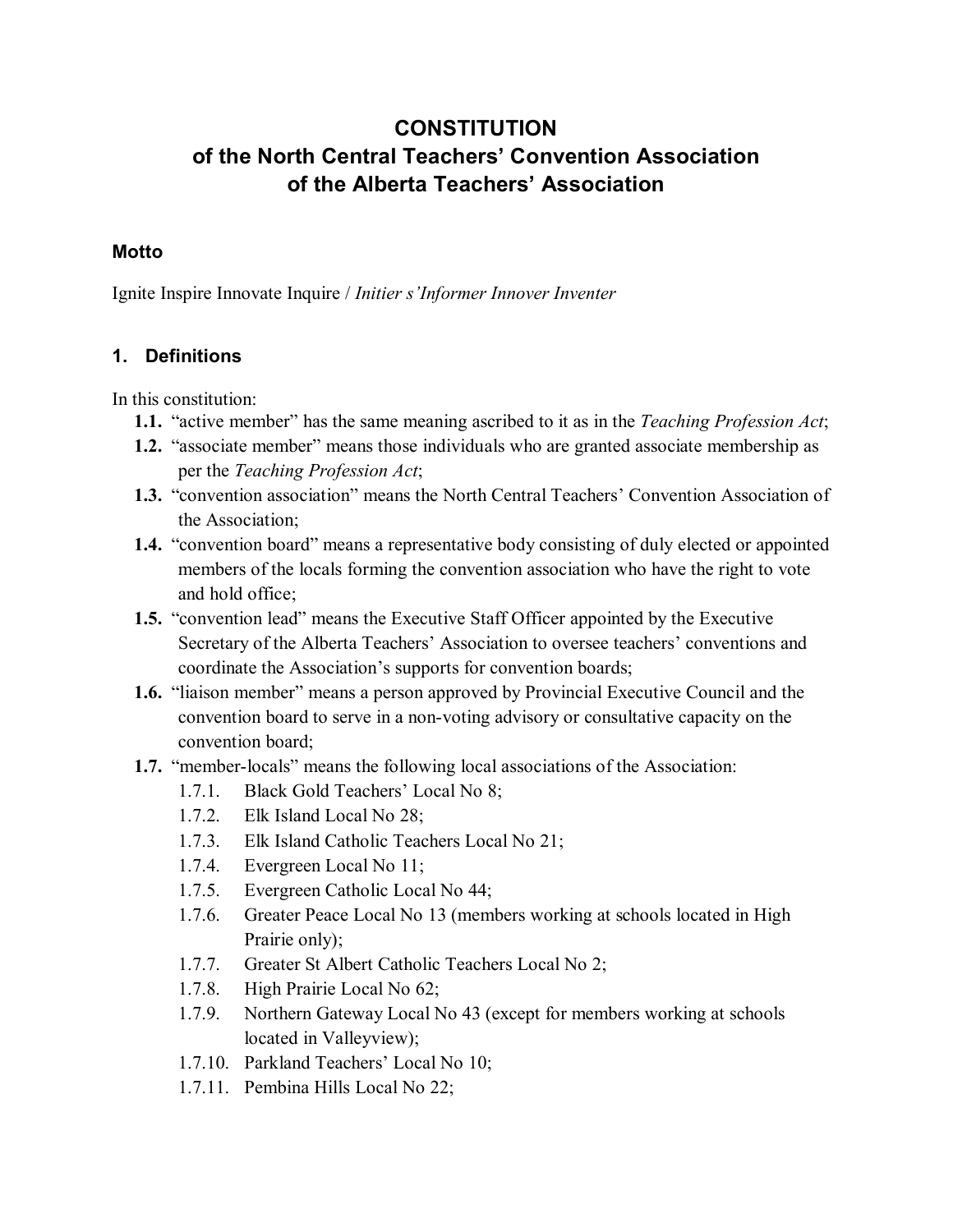# CONSTITUTION
# of the North Central Teachers' Convention Association
# of the Alberta Teachers' Association

## Motto

Ignite Inspire Innovate Inquire / *Initier s'Informer Innover Inventer*

## 1. Definitions

In this constitution:

- **1.1.** "active member" has the same meaning ascribed to it as in the *Teaching Profession Act*;
- **1.2.** "associate member" means those individuals who are granted associate membership as per the *Teaching Profession Act*;
- **1.3.** "convention association" means the North Central Teachers' Convention Association of the Association;
- **1.4.** "convention board" means a representative body consisting of duly elected or appointed members of the locals forming the convention association who have the right to vote and hold office;
- **1.5.** "convention lead" means the Executive Staff Officer appointed by the Executive Secretary of the Alberta Teachers' Association to oversee teachers' conventions and coordinate the Association's supports for convention boards;
- **1.6.** "liaison member" means a person approved by Provincial Executive Council and the convention board to serve in a non-voting advisory or consultative capacity on the convention board;
- **1.7.** "member-locals" means the following local associations of the Association:
  - 1.7.1. Black Gold Teachers' Local No 8;
  - 1.7.2. Elk Island Local No 28;
  - 1.7.3. Elk Island Catholic Teachers Local No 21;
  - 1.7.4. Evergreen Local No 11;
  - 1.7.5. Evergreen Catholic Local No 44;
  - 1.7.6. Greater Peace Local No 13 (members working at schools located in High Prairie only);
  - 1.7.7. Greater St Albert Catholic Teachers Local No 2;
  - 1.7.8. High Prairie Local No 62;
  - 1.7.9. Northern Gateway Local No 43 (except for members working at schools located in Valleyview);
  - 1.7.10. Parkland Teachers' Local No 10;
  - 1.7.11. Pembina Hills Local No 22;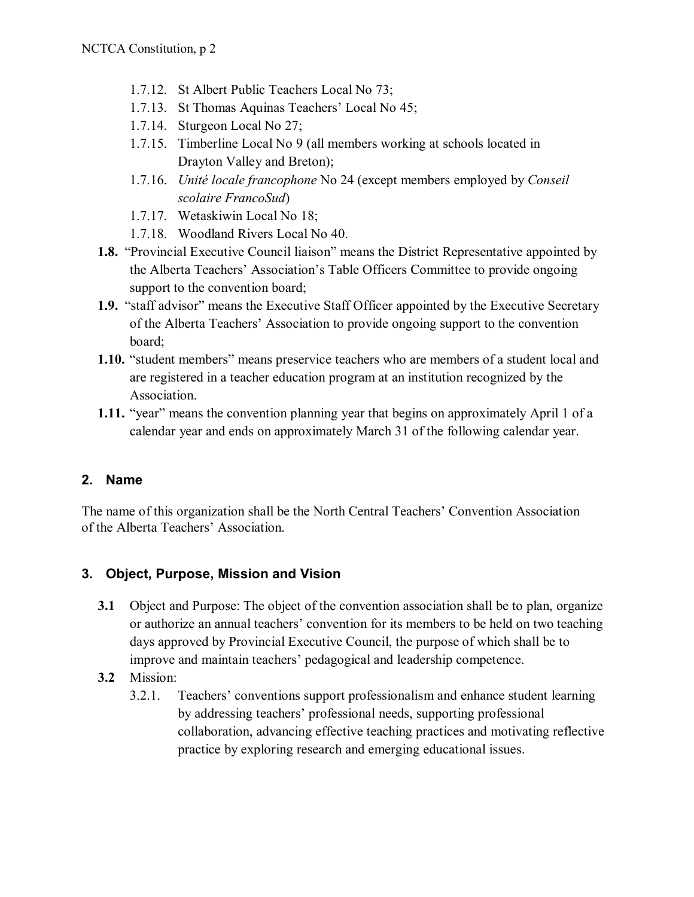- 1.7.12. St Albert Public Teachers Local No 73;
- 1.7.13. St Thomas Aquinas Teachers' Local No 45;
- 1.7.14. Sturgeon Local No 27;
- 1.7.15. Timberline Local No 9 (all members working at schools located in Drayton Valley and Breton);
- 1.7.16. *Unité locale francophone* No 24 (except members employed by *Conseil scolaire FrancoSud*)
- 1.7.17. Wetaskiwin Local No 18;
- 1.7.18. Woodland Rivers Local No 40.

**1.8.** "Provincial Executive Council liaison" means the District Representative appointed by the Alberta Teachers' Association's Table Officers Committee to provide ongoing support to the convention board;

**1.9.** "staff advisor" means the Executive Staff Officer appointed by the Executive Secretary of the Alberta Teachers' Association to provide ongoing support to the convention board;

**1.10.** "student members" means preservice teachers who are members of a student local and are registered in a teacher education program at an institution recognized by the Association.

**1.11.** "year" means the convention planning year that begins on approximately April 1 of a calendar year and ends on approximately March 31 of the following calendar year.

## 2. Name

The name of this organization shall be the North Central Teachers' Convention Association of the Alberta Teachers' Association.

## 3. Object, Purpose, Mission and Vision

**3.1** Object and Purpose: The object of the convention association shall be to plan, organize or authorize an annual teachers' convention for its members to be held on two teaching days approved by Provincial Executive Council, the purpose of which shall be to improve and maintain teachers' pedagogical and leadership competence.

**3.2** Mission:

- 3.2.1. Teachers' conventions support professionalism and enhance student learning by addressing teachers' professional needs, supporting professional collaboration, advancing effective teaching practices and motivating reflective practice by exploring research and emerging educational issues.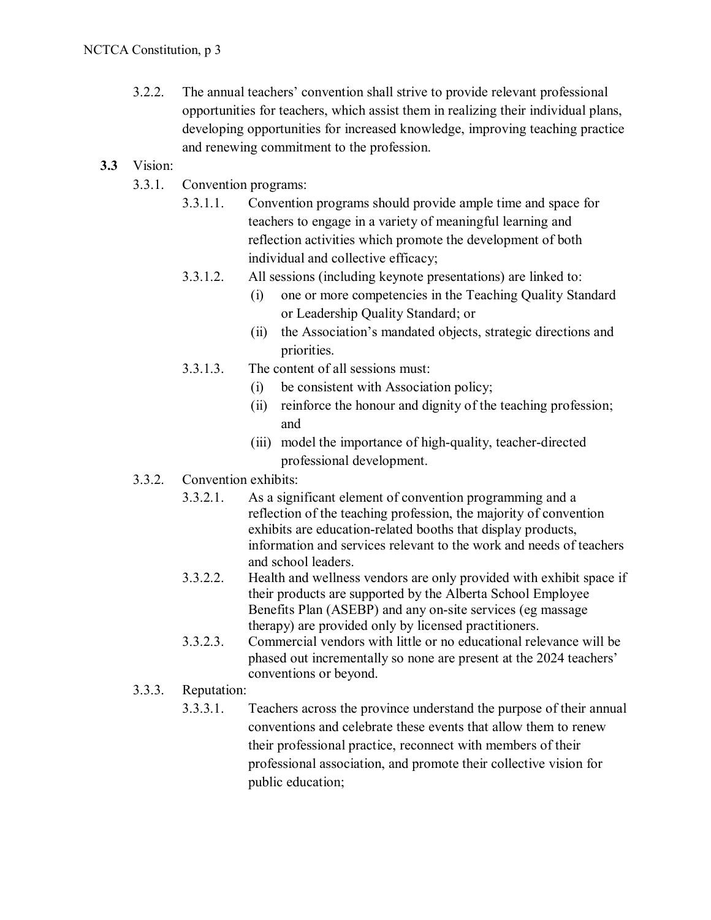3.2.2. The annual teachers' convention shall strive to provide relevant professional opportunities for teachers, which assist them in realizing their individual plans, developing opportunities for increased knowledge, improving teaching practice and renewing commitment to the profession.

**3.3** Vision:

3.3.1. Convention programs:

3.3.1.1. Convention programs should provide ample time and space for teachers to engage in a variety of meaningful learning and reflection activities which promote the development of both individual and collective efficacy;

3.3.1.2. All sessions (including keynote presentations) are linked to:

(i) one or more competencies in the Teaching Quality Standard or Leadership Quality Standard; or

(ii) the Association's mandated objects, strategic directions and priorities.

3.3.1.3. The content of all sessions must:

(i) be consistent with Association policy;

(ii) reinforce the honour and dignity of the teaching profession; and

(iii) model the importance of high-quality, teacher-directed professional development.

3.3.2. Convention exhibits:

3.3.2.1. As a significant element of convention programming and a reflection of the teaching profession, the majority of convention exhibits are education-related booths that display products, information and services relevant to the work and needs of teachers and school leaders.

3.3.2.2. Health and wellness vendors are only provided with exhibit space if their products are supported by the Alberta School Employee Benefits Plan (ASEBP) and any on-site services (eg massage therapy) are provided only by licensed practitioners.

3.3.2.3. Commercial vendors with little or no educational relevance will be phased out incrementally so none are present at the 2024 teachers' conventions or beyond.

3.3.3. Reputation:

3.3.3.1. Teachers across the province understand the purpose of their annual conventions and celebrate these events that allow them to renew their professional practice, reconnect with members of their professional association, and promote their collective vision for public education;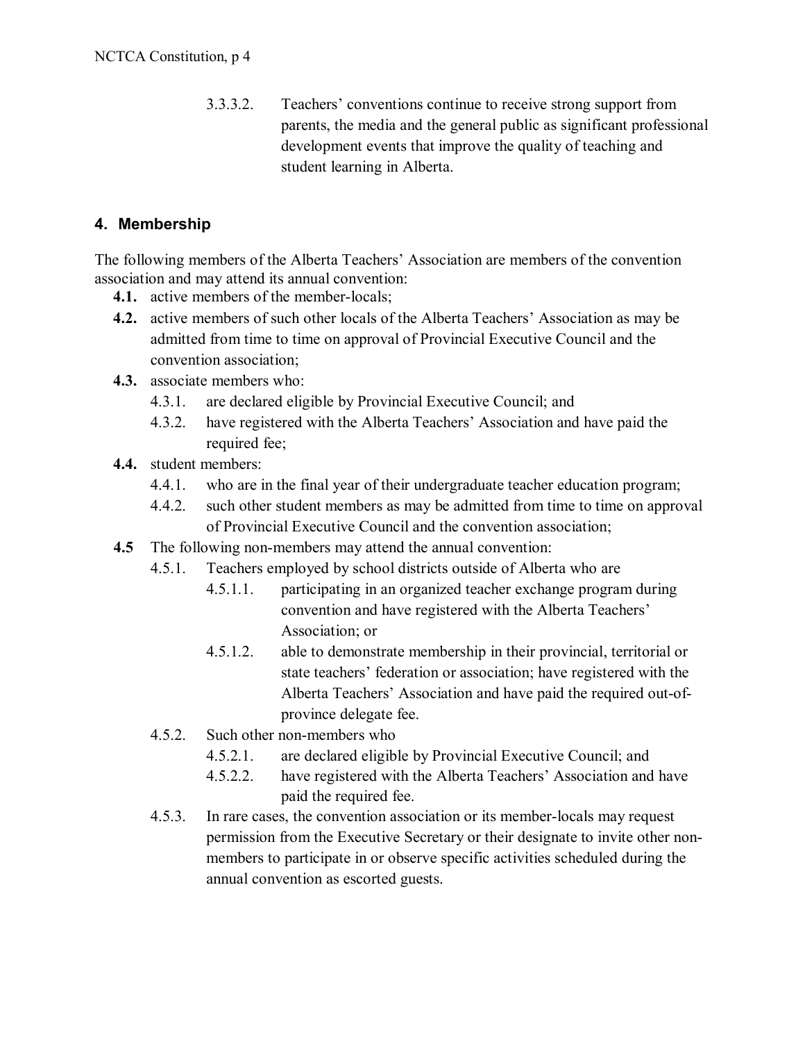3.3.3.2. Teachers' conventions continue to receive strong support from parents, the media and the general public as significant professional development events that improve the quality of teaching and student learning in Alberta.

## 4. Membership

The following members of the Alberta Teachers' Association are members of the convention association and may attend its annual convention:

- **4.1.** active members of the member-locals;
- **4.2.** active members of such other locals of the Alberta Teachers' Association as may be admitted from time to time on approval of Provincial Executive Council and the convention association;
- **4.3.** associate members who:
  - 4.3.1. are declared eligible by Provincial Executive Council; and
  - 4.3.2. have registered with the Alberta Teachers' Association and have paid the required fee;
- **4.4.** student members:
  - 4.4.1. who are in the final year of their undergraduate teacher education program;
  - 4.4.2. such other student members as may be admitted from time to time on approval of Provincial Executive Council and the convention association;
- **4.5** The following non-members may attend the annual convention:
  - 4.5.1. Teachers employed by school districts outside of Alberta who are
    - 4.5.1.1. participating in an organized teacher exchange program during convention and have registered with the Alberta Teachers' Association; or
    - 4.5.1.2. able to demonstrate membership in their provincial, territorial or state teachers' federation or association; have registered with the Alberta Teachers' Association and have paid the required out-of-province delegate fee.
  - 4.5.2. Such other non-members who
    - 4.5.2.1. are declared eligible by Provincial Executive Council; and
    - 4.5.2.2. have registered with the Alberta Teachers' Association and have paid the required fee.
  - 4.5.3. In rare cases, the convention association or its member-locals may request permission from the Executive Secretary or their designate to invite other non-members to participate in or observe specific activities scheduled during the annual convention as escorted guests.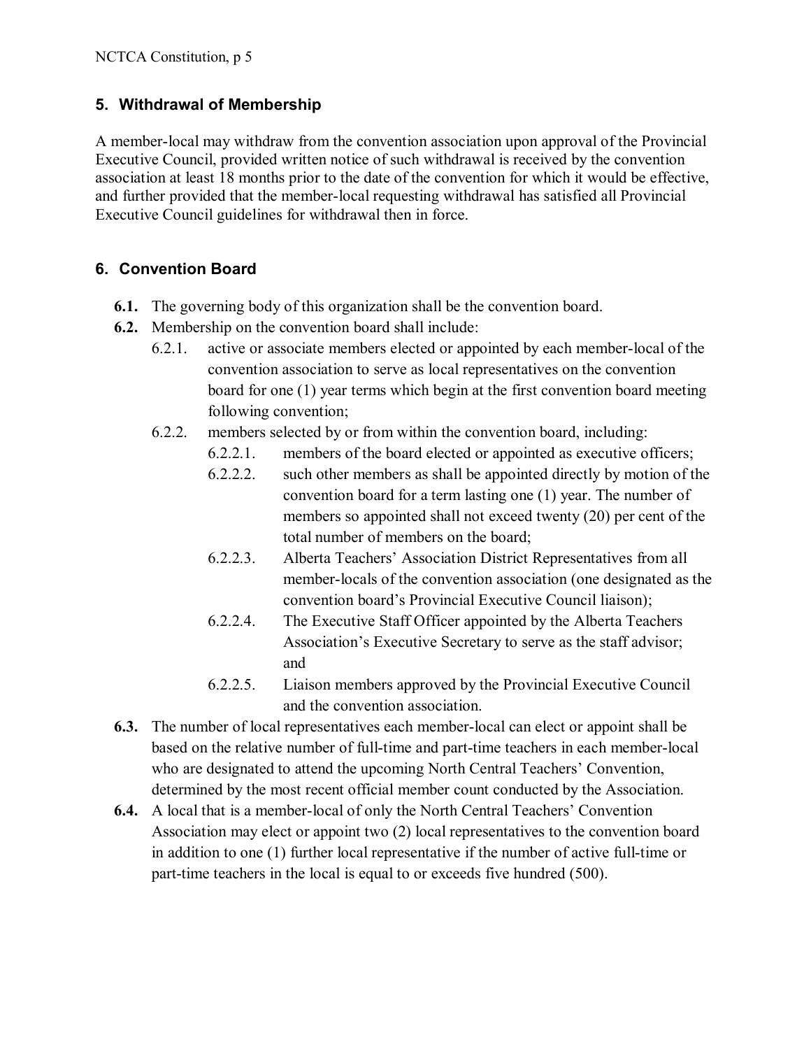## 5. Withdrawal of Membership

A member-local may withdraw from the convention association upon approval of the Provincial Executive Council, provided written notice of such withdrawal is received by the convention association at least 18 months prior to the date of the convention for which it would be effective, and further provided that the member-local requesting withdrawal has satisfied all Provincial Executive Council guidelines for withdrawal then in force.

## 6. Convention Board

- **6.1.** The governing body of this organization shall be the convention board.
- **6.2.** Membership on the convention board shall include:
  - 6.2.1. active or associate members elected or appointed by each member-local of the convention association to serve as local representatives on the convention board for one (1) year terms which begin at the first convention board meeting following convention;
  - 6.2.2. members selected by or from within the convention board, including:
    - 6.2.2.1. members of the board elected or appointed as executive officers;
    - 6.2.2.2. such other members as shall be appointed directly by motion of the convention board for a term lasting one (1) year. The number of members so appointed shall not exceed twenty (20) per cent of the total number of members on the board;
    - 6.2.2.3. Alberta Teachers' Association District Representatives from all member-locals of the convention association (one designated as the convention board's Provincial Executive Council liaison);
    - 6.2.2.4. The Executive Staff Officer appointed by the Alberta Teachers Association's Executive Secretary to serve as the staff advisor; and
    - 6.2.2.5. Liaison members approved by the Provincial Executive Council and the convention association.
- **6.3.** The number of local representatives each member-local can elect or appoint shall be based on the relative number of full-time and part-time teachers in each member-local who are designated to attend the upcoming North Central Teachers' Convention, determined by the most recent official member count conducted by the Association.
- **6.4.** A local that is a member-local of only the North Central Teachers' Convention Association may elect or appoint two (2) local representatives to the convention board in addition to one (1) further local representative if the number of active full-time or part-time teachers in the local is equal to or exceeds five hundred (500).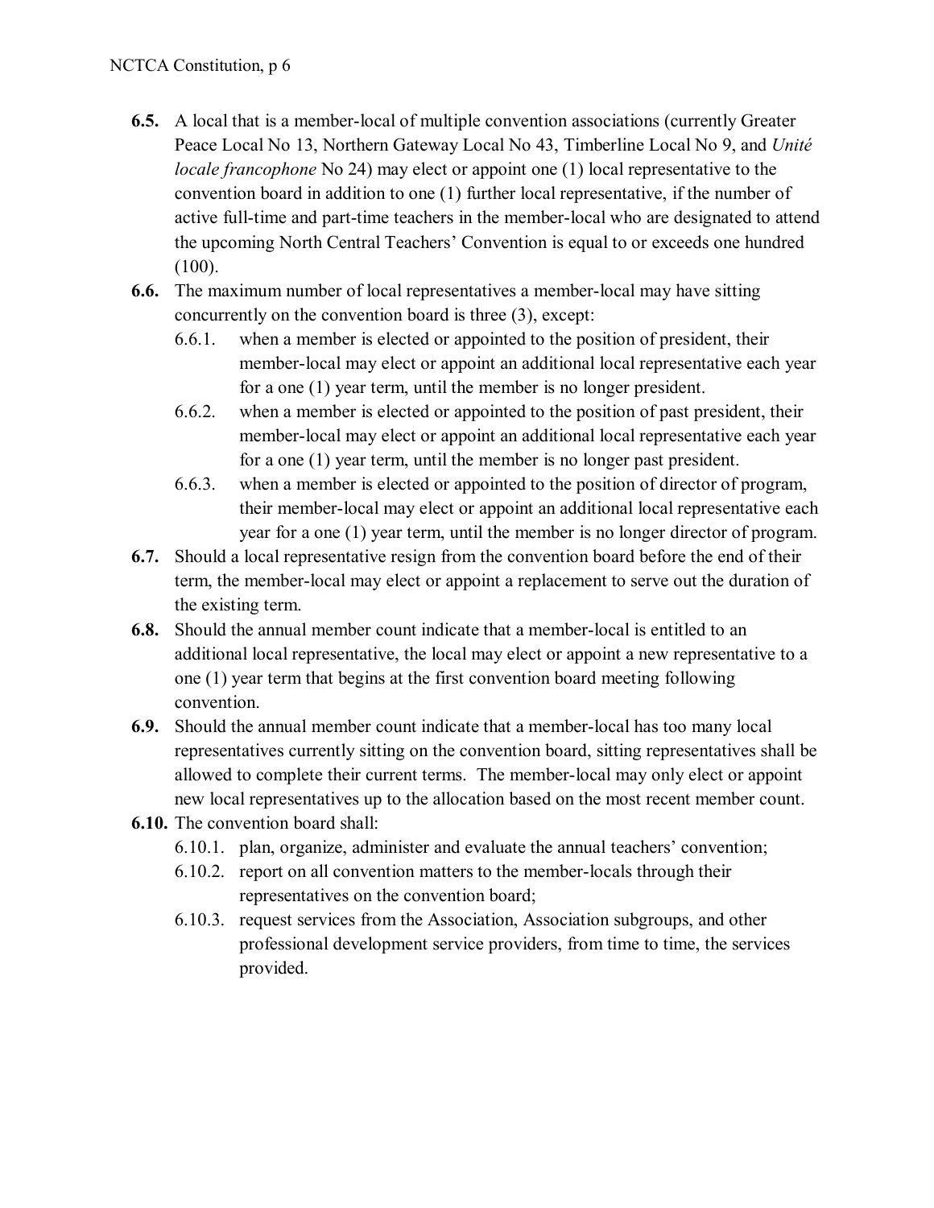**6.5.** A local that is a member-local of multiple convention associations (currently Greater Peace Local No 13, Northern Gateway Local No 43, Timberline Local No 9, and *Unité locale francophone* No 24) may elect or appoint one (1) local representative to the convention board in addition to one (1) further local representative, if the number of active full-time and part-time teachers in the member-local who are designated to attend the upcoming North Central Teachers' Convention is equal to or exceeds one hundred (100).

**6.6.** The maximum number of local representatives a member-local may have sitting concurrently on the convention board is three (3), except:

- 6.6.1. when a member is elected or appointed to the position of president, their member-local may elect or appoint an additional local representative each year for a one (1) year term, until the member is no longer president.
- 6.6.2. when a member is elected or appointed to the position of past president, their member-local may elect or appoint an additional local representative each year for a one (1) year term, until the member is no longer past president.
- 6.6.3. when a member is elected or appointed to the position of director of program, their member-local may elect or appoint an additional local representative each year for a one (1) year term, until the member is no longer director of program.

**6.7.** Should a local representative resign from the convention board before the end of their term, the member-local may elect or appoint a replacement to serve out the duration of the existing term.

**6.8.** Should the annual member count indicate that a member-local is entitled to an additional local representative, the local may elect or appoint a new representative to a one (1) year term that begins at the first convention board meeting following convention.

**6.9.** Should the annual member count indicate that a member-local has too many local representatives currently sitting on the convention board, sitting representatives shall be allowed to complete their current terms. The member-local may only elect or appoint new local representatives up to the allocation based on the most recent member count.

**6.10.** The convention board shall:

- 6.10.1. plan, organize, administer and evaluate the annual teachers' convention;
- 6.10.2. report on all convention matters to the member-locals through their representatives on the convention board;
- 6.10.3. request services from the Association, Association subgroups, and other professional development service providers, from time to time, the services provided.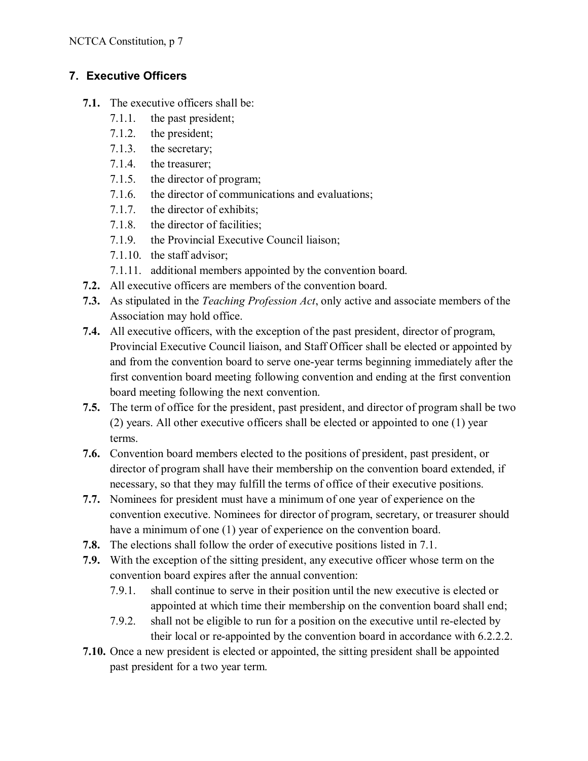## 7. Executive Officers

- **7.1.** The executive officers shall be:
  - 7.1.1. the past president;
  - 7.1.2. the president;
  - 7.1.3. the secretary;
  - 7.1.4. the treasurer;
  - 7.1.5. the director of program;
  - 7.1.6. the director of communications and evaluations;
  - 7.1.7. the director of exhibits;
  - 7.1.8. the director of facilities;
  - 7.1.9. the Provincial Executive Council liaison;
  - 7.1.10. the staff advisor;
  - 7.1.11. additional members appointed by the convention board.
- **7.2.** All executive officers are members of the convention board.
- **7.3.** As stipulated in the *Teaching Profession Act*, only active and associate members of the Association may hold office.
- **7.4.** All executive officers, with the exception of the past president, director of program, Provincial Executive Council liaison, and Staff Officer shall be elected or appointed by and from the convention board to serve one-year terms beginning immediately after the first convention board meeting following convention and ending at the first convention board meeting following the next convention.
- **7.5.** The term of office for the president, past president, and director of program shall be two (2) years. All other executive officers shall be elected or appointed to one (1) year terms.
- **7.6.** Convention board members elected to the positions of president, past president, or director of program shall have their membership on the convention board extended, if necessary, so that they may fulfill the terms of office of their executive positions.
- **7.7.** Nominees for president must have a minimum of one year of experience on the convention executive. Nominees for director of program, secretary, or treasurer should have a minimum of one (1) year of experience on the convention board.
- **7.8.** The elections shall follow the order of executive positions listed in 7.1.
- **7.9.** With the exception of the sitting president, any executive officer whose term on the convention board expires after the annual convention:
  - 7.9.1. shall continue to serve in their position until the new executive is elected or appointed at which time their membership on the convention board shall end;
  - 7.9.2. shall not be eligible to run for a position on the executive until re-elected by their local or re-appointed by the convention board in accordance with 6.2.2.2.
- **7.10.** Once a new president is elected or appointed, the sitting president shall be appointed past president for a two year term.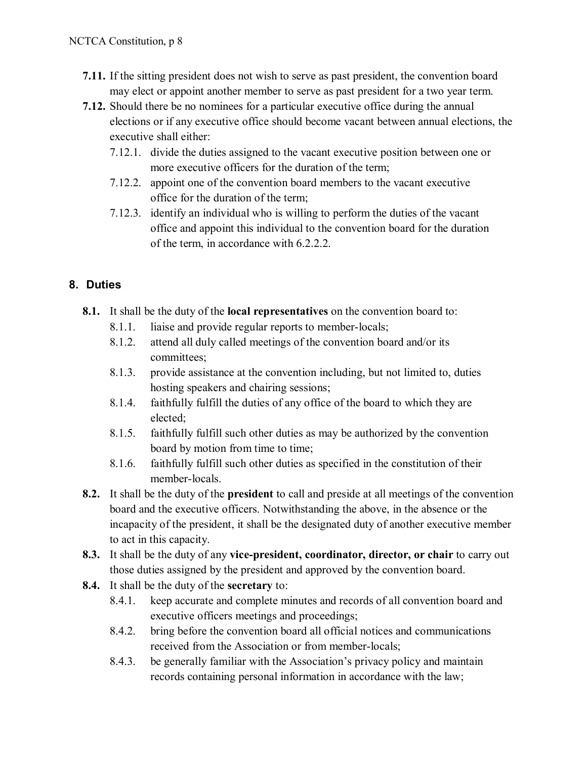- **7.11.** If the sitting president does not wish to serve as past president, the convention board may elect or appoint another member to serve as past president for a two year term.
- **7.12.** Should there be no nominees for a particular executive office during the annual elections or if any executive office should become vacant between annual elections, the executive shall either:
    - 7.12.1. divide the duties assigned to the vacant executive position between one or more executive officers for the duration of the term;
    - 7.12.2. appoint one of the convention board members to the vacant executive office for the duration of the term;
    - 7.12.3. identify an individual who is willing to perform the duties of the vacant office and appoint this individual to the convention board for the duration of the term, in accordance with 6.2.2.2.

## 8. Duties

- **8.1.** It shall be the duty of the **local representatives** on the convention board to:
    - 8.1.1. liaise and provide regular reports to member-locals;
    - 8.1.2. attend all duly called meetings of the convention board and/or its committees;
    - 8.1.3. provide assistance at the convention including, but not limited to, duties hosting speakers and chairing sessions;
    - 8.1.4. faithfully fulfill the duties of any office of the board to which they are elected;
    - 8.1.5. faithfully fulfill such other duties as may be authorized by the convention board by motion from time to time;
    - 8.1.6. faithfully fulfill such other duties as specified in the constitution of their member-locals.
- **8.2.** It shall be the duty of the **president** to call and preside at all meetings of the convention board and the executive officers. Notwithstanding the above, in the absence or the incapacity of the president, it shall be the designated duty of another executive member to act in this capacity.
- **8.3.** It shall be the duty of any **vice-president, coordinator, director, or chair** to carry out those duties assigned by the president and approved by the convention board.
- **8.4.** It shall be the duty of the **secretary** to:
    - 8.4.1. keep accurate and complete minutes and records of all convention board and executive officers meetings and proceedings;
    - 8.4.2. bring before the convention board all official notices and communications received from the Association or from member-locals;
    - 8.4.3. be generally familiar with the Association's privacy policy and maintain records containing personal information in accordance with the law;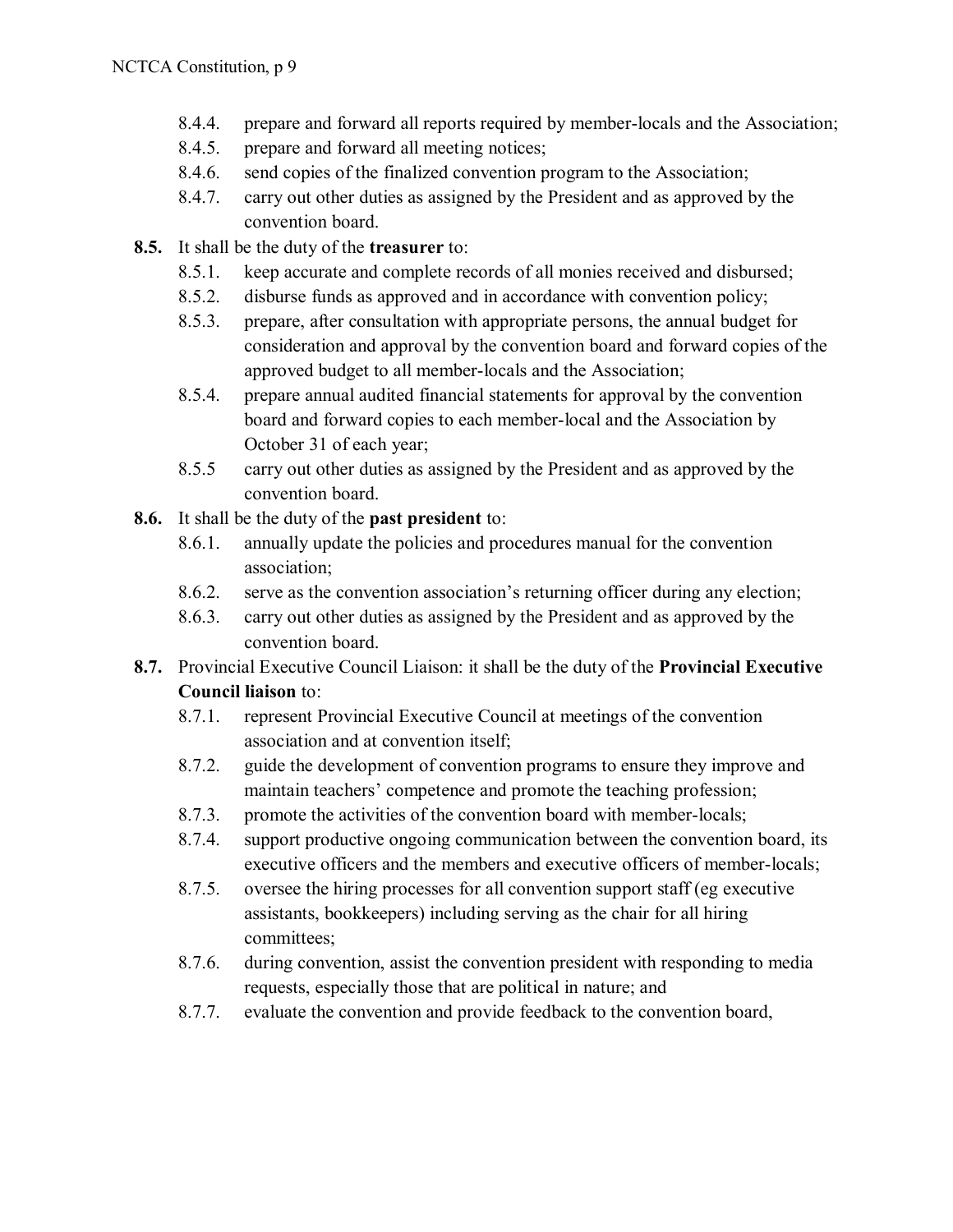- 8.4.4. prepare and forward all reports required by member-locals and the Association;
- 8.4.5. prepare and forward all meeting notices;
- 8.4.6. send copies of the finalized convention program to the Association;
- 8.4.7. carry out other duties as assigned by the President and as approved by the convention board.

**8.5.** It shall be the duty of the **treasurer** to:

- 8.5.1. keep accurate and complete records of all monies received and disbursed;
- 8.5.2. disburse funds as approved and in accordance with convention policy;
- 8.5.3. prepare, after consultation with appropriate persons, the annual budget for consideration and approval by the convention board and forward copies of the approved budget to all member-locals and the Association;
- 8.5.4. prepare annual audited financial statements for approval by the convention board and forward copies to each member-local and the Association by October 31 of each year;
- 8.5.5 carry out other duties as assigned by the President and as approved by the convention board.

**8.6.** It shall be the duty of the **past president** to:

- 8.6.1. annually update the policies and procedures manual for the convention association;
- 8.6.2. serve as the convention association's returning officer during any election;
- 8.6.3. carry out other duties as assigned by the President and as approved by the convention board.

**8.7.** Provincial Executive Council Liaison: it shall be the duty of the **Provincial Executive Council liaison** to:

- 8.7.1. represent Provincial Executive Council at meetings of the convention association and at convention itself;
- 8.7.2. guide the development of convention programs to ensure they improve and maintain teachers' competence and promote the teaching profession;
- 8.7.3. promote the activities of the convention board with member-locals;
- 8.7.4. support productive ongoing communication between the convention board, its executive officers and the members and executive officers of member-locals;
- 8.7.5. oversee the hiring processes for all convention support staff (eg executive assistants, bookkeepers) including serving as the chair for all hiring committees;
- 8.7.6. during convention, assist the convention president with responding to media requests, especially those that are political in nature; and
- 8.7.7. evaluate the convention and provide feedback to the convention board,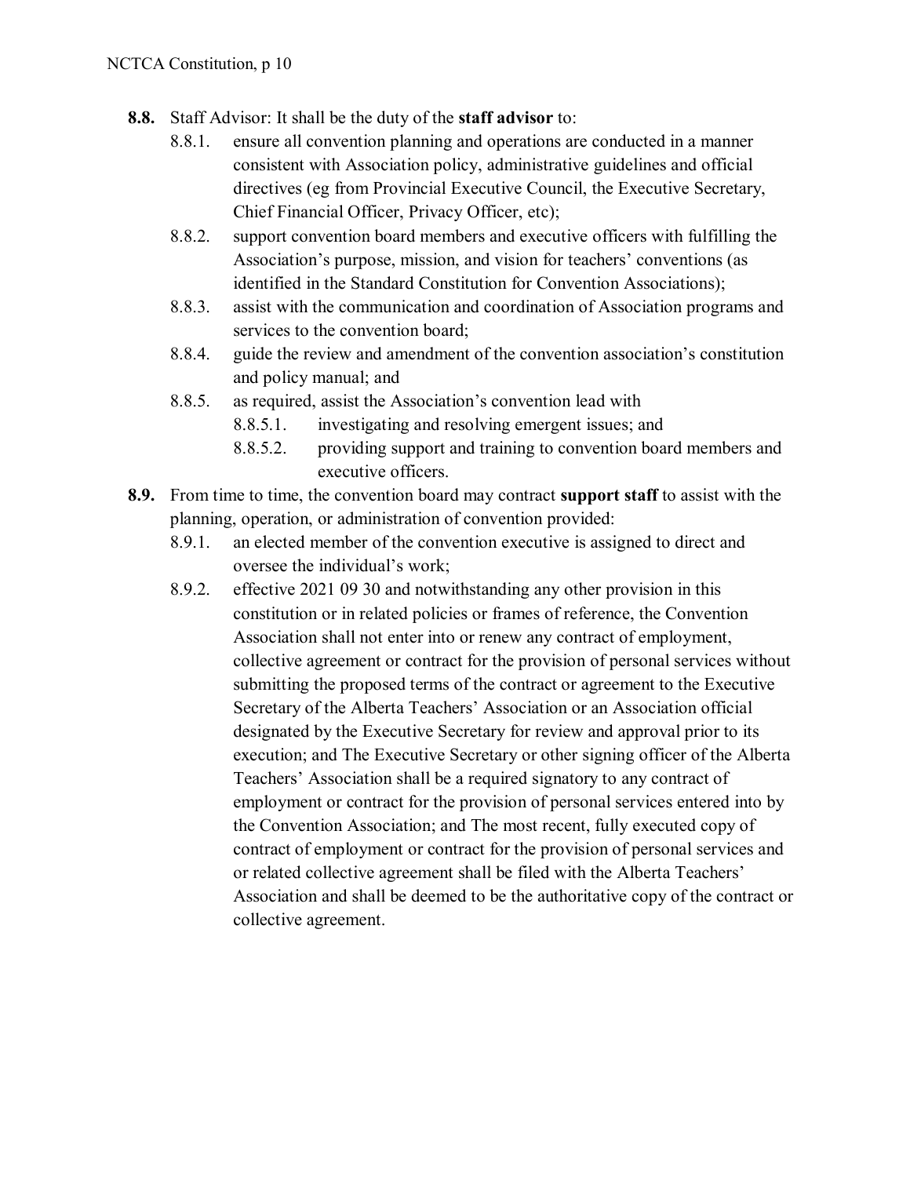- **8.8.** Staff Advisor: It shall be the duty of the **staff advisor** to:
  - 8.8.1. ensure all convention planning and operations are conducted in a manner consistent with Association policy, administrative guidelines and official directives (eg from Provincial Executive Council, the Executive Secretary, Chief Financial Officer, Privacy Officer, etc);
  - 8.8.2. support convention board members and executive officers with fulfilling the Association's purpose, mission, and vision for teachers' conventions (as identified in the Standard Constitution for Convention Associations);
  - 8.8.3. assist with the communication and coordination of Association programs and services to the convention board;
  - 8.8.4. guide the review and amendment of the convention association's constitution and policy manual; and
  - 8.8.5. as required, assist the Association's convention lead with
    - 8.8.5.1. investigating and resolving emergent issues; and
    - 8.8.5.2. providing support and training to convention board members and executive officers.
- **8.9.** From time to time, the convention board may contract **support staff** to assist with the planning, operation, or administration of convention provided:
  - 8.9.1. an elected member of the convention executive is assigned to direct and oversee the individual's work;
  - 8.9.2. effective 2021 09 30 and notwithstanding any other provision in this constitution or in related policies or frames of reference, the Convention Association shall not enter into or renew any contract of employment, collective agreement or contract for the provision of personal services without submitting the proposed terms of the contract or agreement to the Executive Secretary of the Alberta Teachers' Association or an Association official designated by the Executive Secretary for review and approval prior to its execution; and The Executive Secretary or other signing officer of the Alberta Teachers' Association shall be a required signatory to any contract of employment or contract for the provision of personal services entered into by the Convention Association; and The most recent, fully executed copy of contract of employment or contract for the provision of personal services and or related collective agreement shall be filed with the Alberta Teachers' Association and shall be deemed to be the authoritative copy of the contract or collective agreement.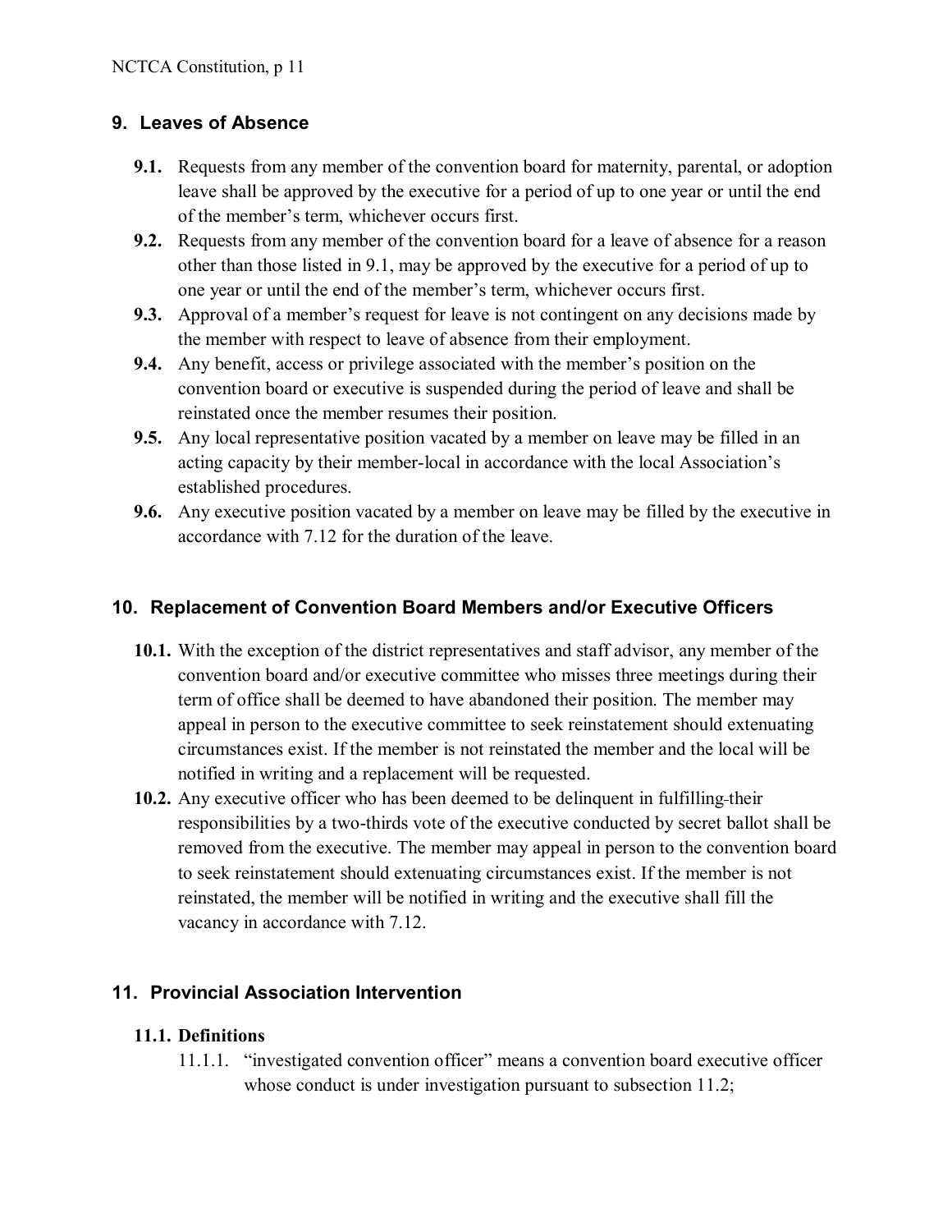## 9. Leaves of Absence

**9.1.** Requests from any member of the convention board for maternity, parental, or adoption leave shall be approved by the executive for a period of up to one year or until the end of the member's term, whichever occurs first.

**9.2.** Requests from any member of the convention board for a leave of absence for a reason other than those listed in 9.1, may be approved by the executive for a period of up to one year or until the end of the member's term, whichever occurs first.

**9.3.** Approval of a member's request for leave is not contingent on any decisions made by the member with respect to leave of absence from their employment.

**9.4.** Any benefit, access or privilege associated with the member's position on the convention board or executive is suspended during the period of leave and shall be reinstated once the member resumes their position.

**9.5.** Any local representative position vacated by a member on leave may be filled in an acting capacity by their member-local in accordance with the local Association's established procedures.

**9.6.** Any executive position vacated by a member on leave may be filled by the executive in accordance with 7.12 for the duration of the leave.

## 10. Replacement of Convention Board Members and/or Executive Officers

**10.1.** With the exception of the district representatives and staff advisor, any member of the convention board and/or executive committee who misses three meetings during their term of office shall be deemed to have abandoned their position. The member may appeal in person to the executive committee to seek reinstatement should extenuating circumstances exist. If the member is not reinstated the member and the local will be notified in writing and a replacement will be requested.

**10.2.** Any executive officer who has been deemed to be delinquent in fulfilling their responsibilities by a two-thirds vote of the executive conducted by secret ballot shall be removed from the executive. The member may appeal in person to the convention board to seek reinstatement should extenuating circumstances exist. If the member is not reinstated, the member will be notified in writing and the executive shall fill the vacancy in accordance with 7.12.

## 11. Provincial Association Intervention

### 11.1. Definitions

11.1.1. "investigated convention officer" means a convention board executive officer whose conduct is under investigation pursuant to subsection 11.2;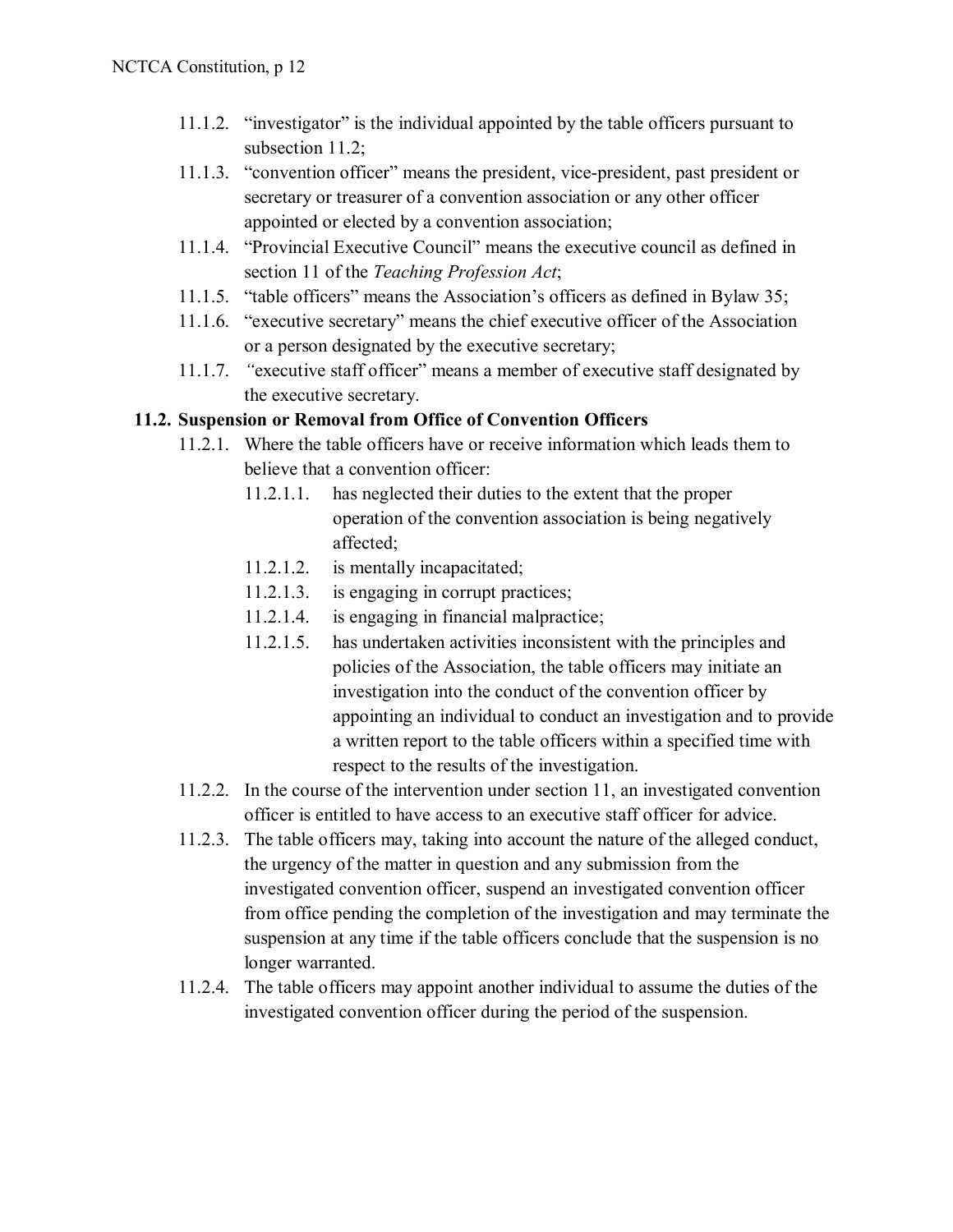- 11.1.2. "investigator" is the individual appointed by the table officers pursuant to subsection 11.2;
- 11.1.3. "convention officer" means the president, vice-president, past president or secretary or treasurer of a convention association or any other officer appointed or elected by a convention association;
- 11.1.4. "Provincial Executive Council" means the executive council as defined in section 11 of the *Teaching Profession Act*;
- 11.1.5. "table officers" means the Association's officers as defined in Bylaw 35;
- 11.1.6. "executive secretary" means the chief executive officer of the Association or a person designated by the executive secretary;
- 11.1.7. "executive staff officer" means a member of executive staff designated by the executive secretary.

**11.2. Suspension or Removal from Office of Convention Officers**

- 11.2.1. Where the table officers have or receive information which leads them to believe that a convention officer:
  - 11.2.1.1. has neglected their duties to the extent that the proper operation of the convention association is being negatively affected;
  - 11.2.1.2. is mentally incapacitated;
  - 11.2.1.3. is engaging in corrupt practices;
  - 11.2.1.4. is engaging in financial malpractice;
  - 11.2.1.5. has undertaken activities inconsistent with the principles and policies of the Association, the table officers may initiate an investigation into the conduct of the convention officer by appointing an individual to conduct an investigation and to provide a written report to the table officers within a specified time with respect to the results of the investigation.
- 11.2.2. In the course of the intervention under section 11, an investigated convention officer is entitled to have access to an executive staff officer for advice.
- 11.2.3. The table officers may, taking into account the nature of the alleged conduct, the urgency of the matter in question and any submission from the investigated convention officer, suspend an investigated convention officer from office pending the completion of the investigation and may terminate the suspension at any time if the table officers conclude that the suspension is no longer warranted.
- 11.2.4. The table officers may appoint another individual to assume the duties of the investigated convention officer during the period of the suspension.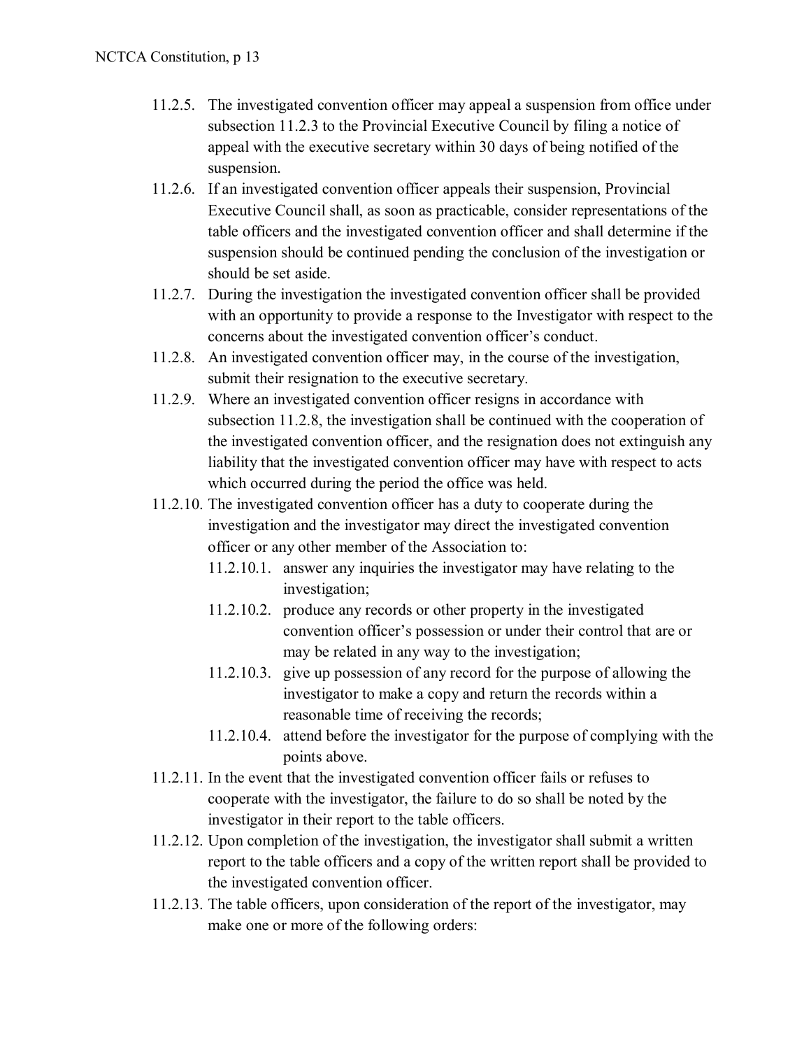- 11.2.5. The investigated convention officer may appeal a suspension from office under subsection 11.2.3 to the Provincial Executive Council by filing a notice of appeal with the executive secretary within 30 days of being notified of the suspension.
- 11.2.6. If an investigated convention officer appeals their suspension, Provincial Executive Council shall, as soon as practicable, consider representations of the table officers and the investigated convention officer and shall determine if the suspension should be continued pending the conclusion of the investigation or should be set aside.
- 11.2.7. During the investigation the investigated convention officer shall be provided with an opportunity to provide a response to the Investigator with respect to the concerns about the investigated convention officer's conduct.
- 11.2.8. An investigated convention officer may, in the course of the investigation, submit their resignation to the executive secretary.
- 11.2.9. Where an investigated convention officer resigns in accordance with subsection 11.2.8, the investigation shall be continued with the cooperation of the investigated convention officer, and the resignation does not extinguish any liability that the investigated convention officer may have with respect to acts which occurred during the period the office was held.
- 11.2.10. The investigated convention officer has a duty to cooperate during the investigation and the investigator may direct the investigated convention officer or any other member of the Association to:
  - 11.2.10.1. answer any inquiries the investigator may have relating to the investigation;
  - 11.2.10.2. produce any records or other property in the investigated convention officer's possession or under their control that are or may be related in any way to the investigation;
  - 11.2.10.3. give up possession of any record for the purpose of allowing the investigator to make a copy and return the records within a reasonable time of receiving the records;
  - 11.2.10.4. attend before the investigator for the purpose of complying with the points above.
- 11.2.11. In the event that the investigated convention officer fails or refuses to cooperate with the investigator, the failure to do so shall be noted by the investigator in their report to the table officers.
- 11.2.12. Upon completion of the investigation, the investigator shall submit a written report to the table officers and a copy of the written report shall be provided to the investigated convention officer.
- 11.2.13. The table officers, upon consideration of the report of the investigator, may make one or more of the following orders: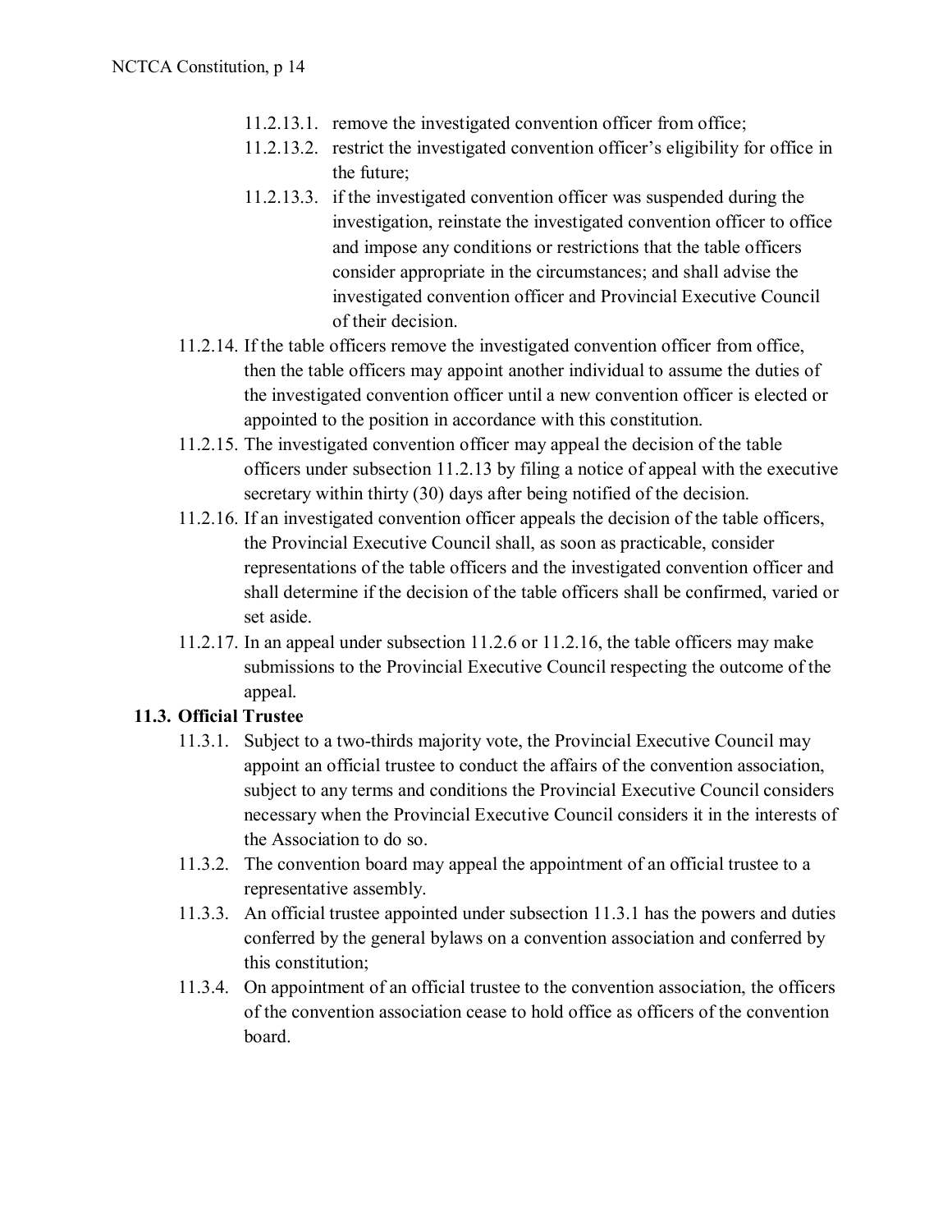- 11.2.13.1. remove the investigated convention officer from office;
- 11.2.13.2. restrict the investigated convention officer's eligibility for office in the future;
- 11.2.13.3. if the investigated convention officer was suspended during the investigation, reinstate the investigated convention officer to office and impose any conditions or restrictions that the table officers consider appropriate in the circumstances; and shall advise the investigated convention officer and Provincial Executive Council of their decision.

11.2.14. If the table officers remove the investigated convention officer from office, then the table officers may appoint another individual to assume the duties of the investigated convention officer until a new convention officer is elected or appointed to the position in accordance with this constitution.

11.2.15. The investigated convention officer may appeal the decision of the table officers under subsection 11.2.13 by filing a notice of appeal with the executive secretary within thirty (30) days after being notified of the decision.

11.2.16. If an investigated convention officer appeals the decision of the table officers, the Provincial Executive Council shall, as soon as practicable, consider representations of the table officers and the investigated convention officer and shall determine if the decision of the table officers shall be confirmed, varied or set aside.

11.2.17. In an appeal under subsection 11.2.6 or 11.2.16, the table officers may make submissions to the Provincial Executive Council respecting the outcome of the appeal.

### 11.3. Official Trustee

11.3.1. Subject to a two-thirds majority vote, the Provincial Executive Council may appoint an official trustee to conduct the affairs of the convention association, subject to any terms and conditions the Provincial Executive Council considers necessary when the Provincial Executive Council considers it in the interests of the Association to do so.

11.3.2. The convention board may appeal the appointment of an official trustee to a representative assembly.

11.3.3. An official trustee appointed under subsection 11.3.1 has the powers and duties conferred by the general bylaws on a convention association and conferred by this constitution;

11.3.4. On appointment of an official trustee to the convention association, the officers of the convention association cease to hold office as officers of the convention board.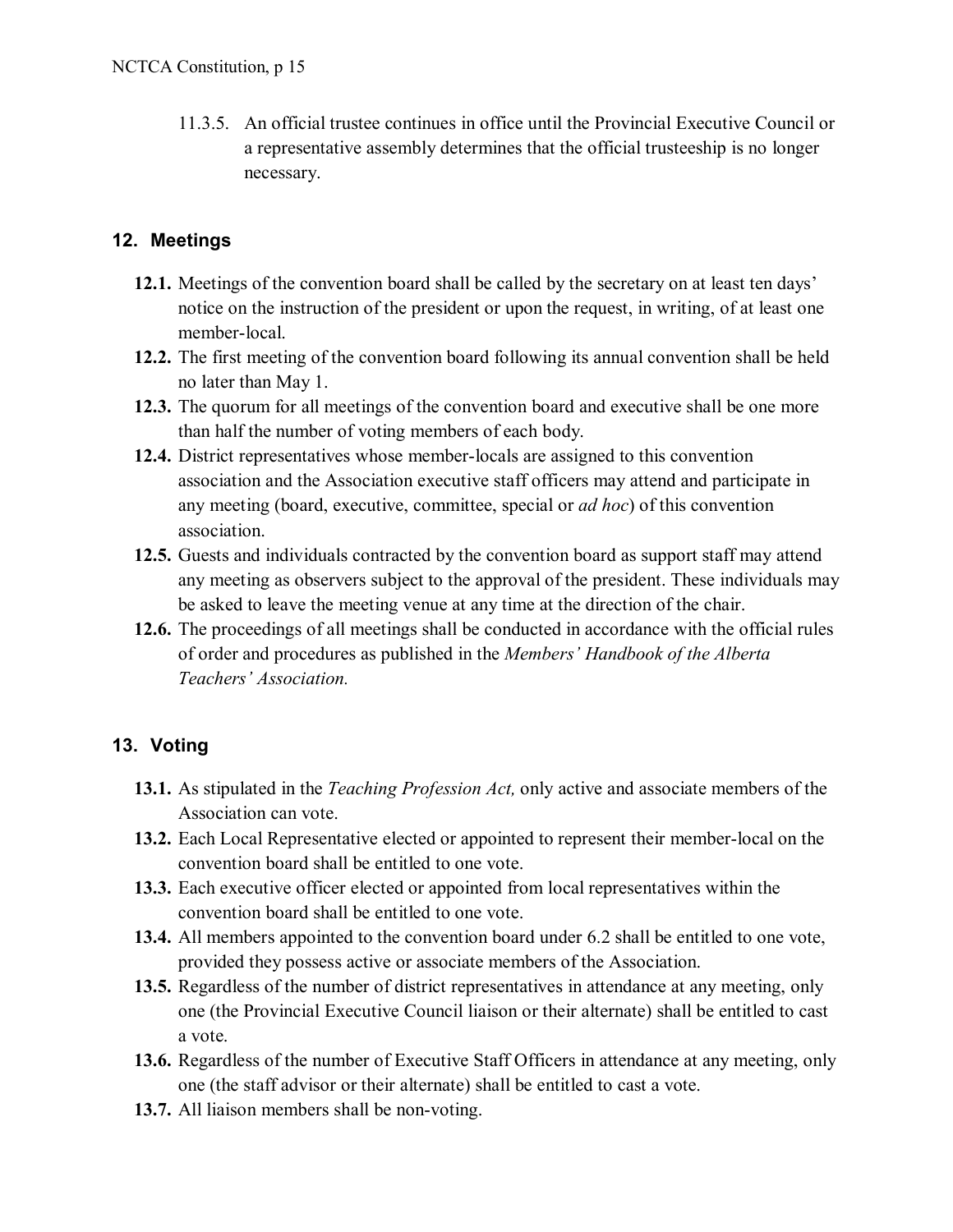11.3.5. An official trustee continues in office until the Provincial Executive Council or a representative assembly determines that the official trusteeship is no longer necessary.

## 12. Meetings

**12.1.** Meetings of the convention board shall be called by the secretary on at least ten days' notice on the instruction of the president or upon the request, in writing, of at least one member-local.

**12.2.** The first meeting of the convention board following its annual convention shall be held no later than May 1.

**12.3.** The quorum for all meetings of the convention board and executive shall be one more than half the number of voting members of each body.

**12.4.** District representatives whose member-locals are assigned to this convention association and the Association executive staff officers may attend and participate in any meeting (board, executive, committee, special or *ad hoc*) of this convention association.

**12.5.** Guests and individuals contracted by the convention board as support staff may attend any meeting as observers subject to the approval of the president. These individuals may be asked to leave the meeting venue at any time at the direction of the chair.

**12.6.** The proceedings of all meetings shall be conducted in accordance with the official rules of order and procedures as published in the *Members' Handbook of the Alberta Teachers' Association.*

## 13. Voting

**13.1.** As stipulated in the *Teaching Profession Act,* only active and associate members of the Association can vote.

**13.2.** Each Local Representative elected or appointed to represent their member-local on the convention board shall be entitled to one vote.

**13.3.** Each executive officer elected or appointed from local representatives within the convention board shall be entitled to one vote.

**13.4.** All members appointed to the convention board under 6.2 shall be entitled to one vote, provided they possess active or associate members of the Association.

**13.5.** Regardless of the number of district representatives in attendance at any meeting, only one (the Provincial Executive Council liaison or their alternate) shall be entitled to cast a vote.

**13.6.** Regardless of the number of Executive Staff Officers in attendance at any meeting, only one (the staff advisor or their alternate) shall be entitled to cast a vote.

**13.7.** All liaison members shall be non-voting.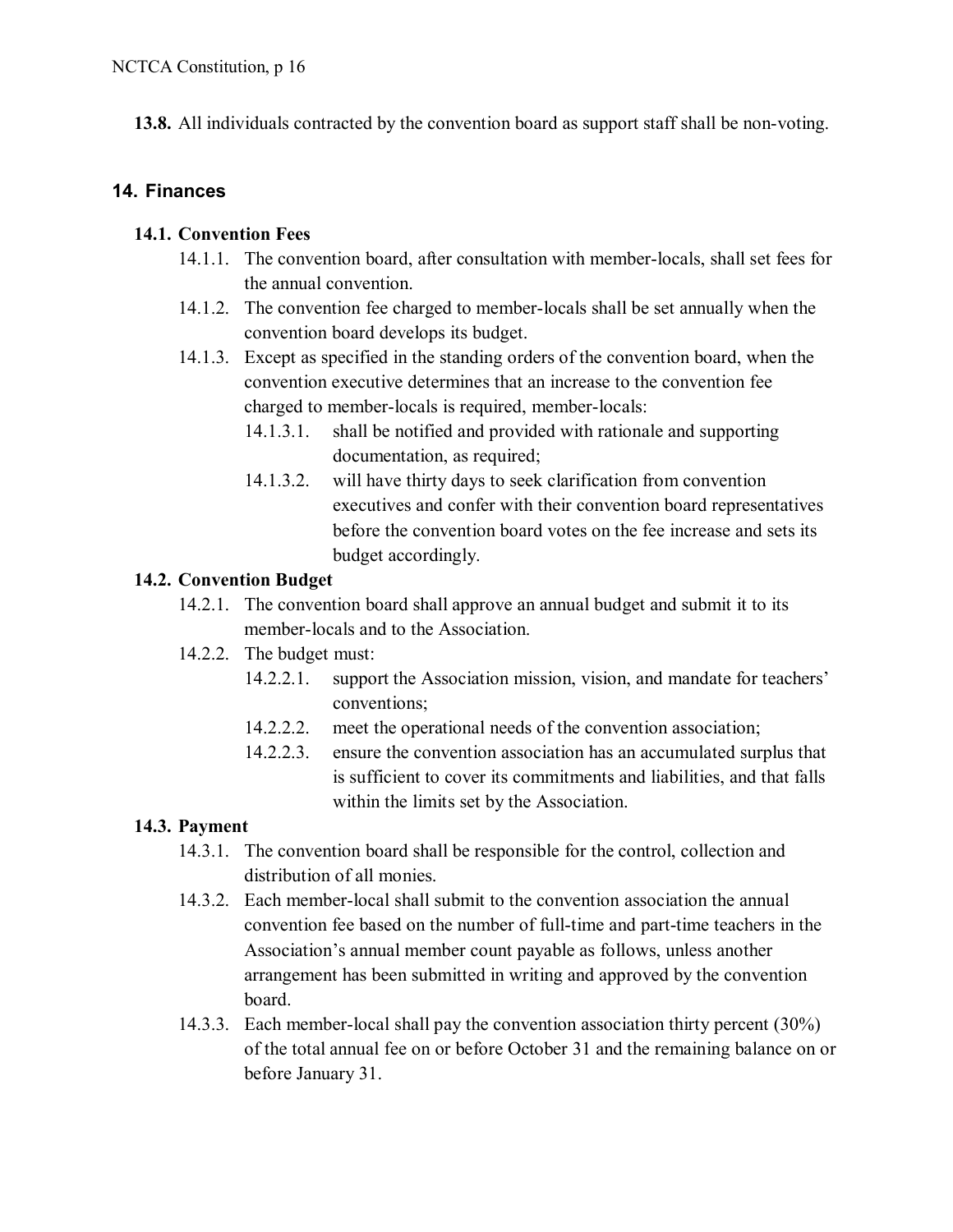**13.8.** All individuals contracted by the convention board as support staff shall be non-voting.

## 14. Finances

### 14.1. Convention Fees

14.1.1. The convention board, after consultation with member-locals, shall set fees for the annual convention.

14.1.2. The convention fee charged to member-locals shall be set annually when the convention board develops its budget.

14.1.3. Except as specified in the standing orders of the convention board, when the convention executive determines that an increase to the convention fee charged to member-locals is required, member-locals:

- 14.1.3.1. shall be notified and provided with rationale and supporting documentation, as required;
- 14.1.3.2. will have thirty days to seek clarification from convention executives and confer with their convention board representatives before the convention board votes on the fee increase and sets its budget accordingly.

### 14.2. Convention Budget

14.2.1. The convention board shall approve an annual budget and submit it to its member-locals and to the Association.

14.2.2. The budget must:

- 14.2.2.1. support the Association mission, vision, and mandate for teachers' conventions;
- 14.2.2.2. meet the operational needs of the convention association;
- 14.2.2.3. ensure the convention association has an accumulated surplus that is sufficient to cover its commitments and liabilities, and that falls within the limits set by the Association.

### 14.3. Payment

14.3.1. The convention board shall be responsible for the control, collection and distribution of all monies.

14.3.2. Each member-local shall submit to the convention association the annual convention fee based on the number of full-time and part-time teachers in the Association's annual member count payable as follows, unless another arrangement has been submitted in writing and approved by the convention board.

14.3.3. Each member-local shall pay the convention association thirty percent (30%) of the total annual fee on or before October 31 and the remaining balance on or before January 31.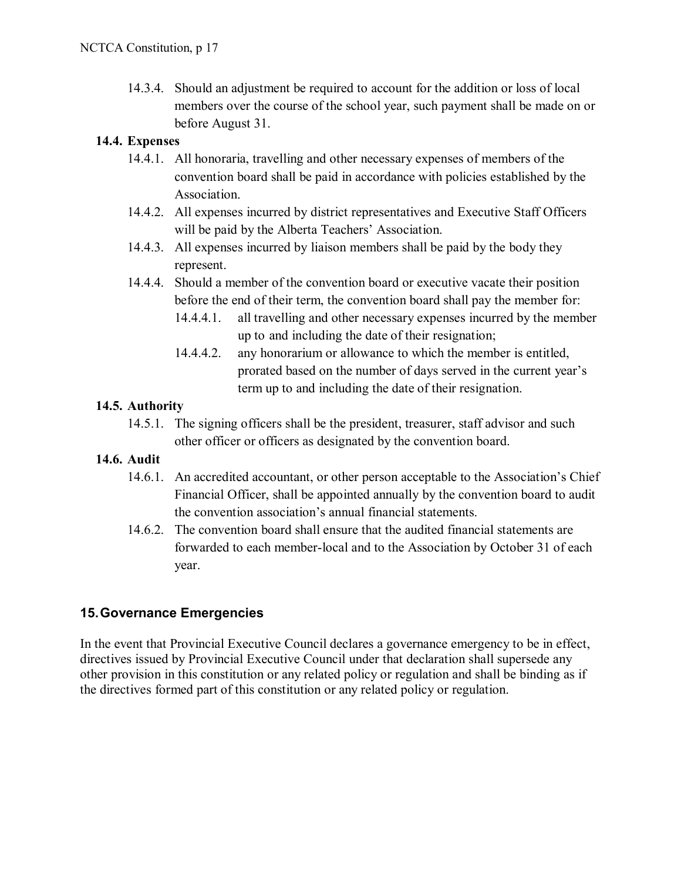14.3.4. Should an adjustment be required to account for the addition or loss of local members over the course of the school year, such payment shall be made on or before August 31.

### 14.4. Expenses

14.4.1. All honoraria, travelling and other necessary expenses of members of the convention board shall be paid in accordance with policies established by the Association.

14.4.2. All expenses incurred by district representatives and Executive Staff Officers will be paid by the Alberta Teachers' Association.

14.4.3. All expenses incurred by liaison members shall be paid by the body they represent.

14.4.4. Should a member of the convention board or executive vacate their position before the end of their term, the convention board shall pay the member for:

- 14.4.4.1. all travelling and other necessary expenses incurred by the member up to and including the date of their resignation;
- 14.4.4.2. any honorarium or allowance to which the member is entitled, prorated based on the number of days served in the current year's term up to and including the date of their resignation.

### 14.5. Authority

14.5.1. The signing officers shall be the president, treasurer, staff advisor and such other officer or officers as designated by the convention board.

### 14.6. Audit

14.6.1. An accredited accountant, or other person acceptable to the Association's Chief Financial Officer, shall be appointed annually by the convention board to audit the convention association's annual financial statements.

14.6.2. The convention board shall ensure that the audited financial statements are forwarded to each member-local and to the Association by October 31 of each year.

## 15. Governance Emergencies

In the event that Provincial Executive Council declares a governance emergency to be in effect, directives issued by Provincial Executive Council under that declaration shall supersede any other provision in this constitution or any related policy or regulation and shall be binding as if the directives formed part of this constitution or any related policy or regulation.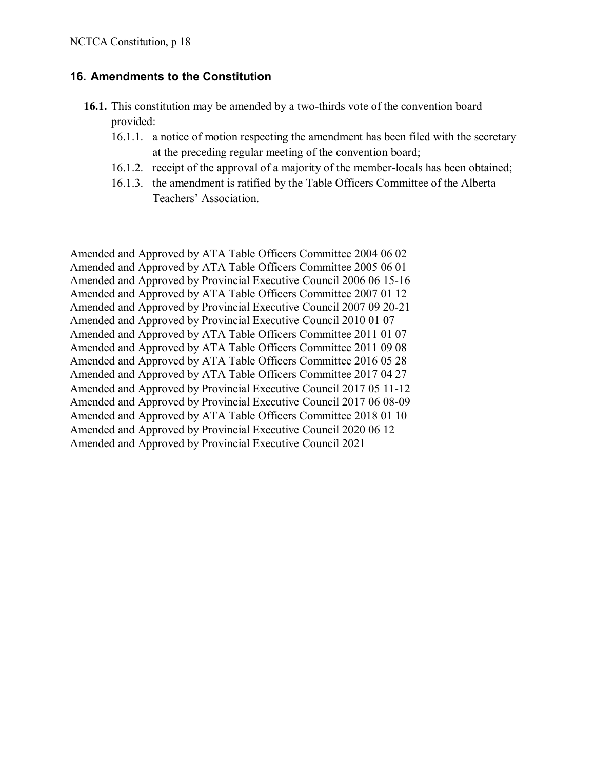## 16. Amendments to the Constitution

**16.1.** This constitution may be amended by a two-thirds vote of the convention board provided:

- 16.1.1. a notice of motion respecting the amendment has been filed with the secretary at the preceding regular meeting of the convention board;
- 16.1.2. receipt of the approval of a majority of the member-locals has been obtained;
- 16.1.3. the amendment is ratified by the Table Officers Committee of the Alberta Teachers' Association.

Amended and Approved by ATA Table Officers Committee 2004 06 02
Amended and Approved by ATA Table Officers Committee 2005 06 01
Amended and Approved by Provincial Executive Council 2006 06 15-16
Amended and Approved by ATA Table Officers Committee 2007 01 12
Amended and Approved by Provincial Executive Council 2007 09 20-21
Amended and Approved by Provincial Executive Council 2010 01 07
Amended and Approved by ATA Table Officers Committee 2011 01 07
Amended and Approved by ATA Table Officers Committee 2011 09 08
Amended and Approved by ATA Table Officers Committee 2016 05 28
Amended and Approved by ATA Table Officers Committee 2017 04 27
Amended and Approved by Provincial Executive Council 2017 05 11-12
Amended and Approved by Provincial Executive Council 2017 06 08-09
Amended and Approved by ATA Table Officers Committee 2018 01 10
Amended and Approved by Provincial Executive Council 2020 06 12
Amended and Approved by Provincial Executive Council 2021